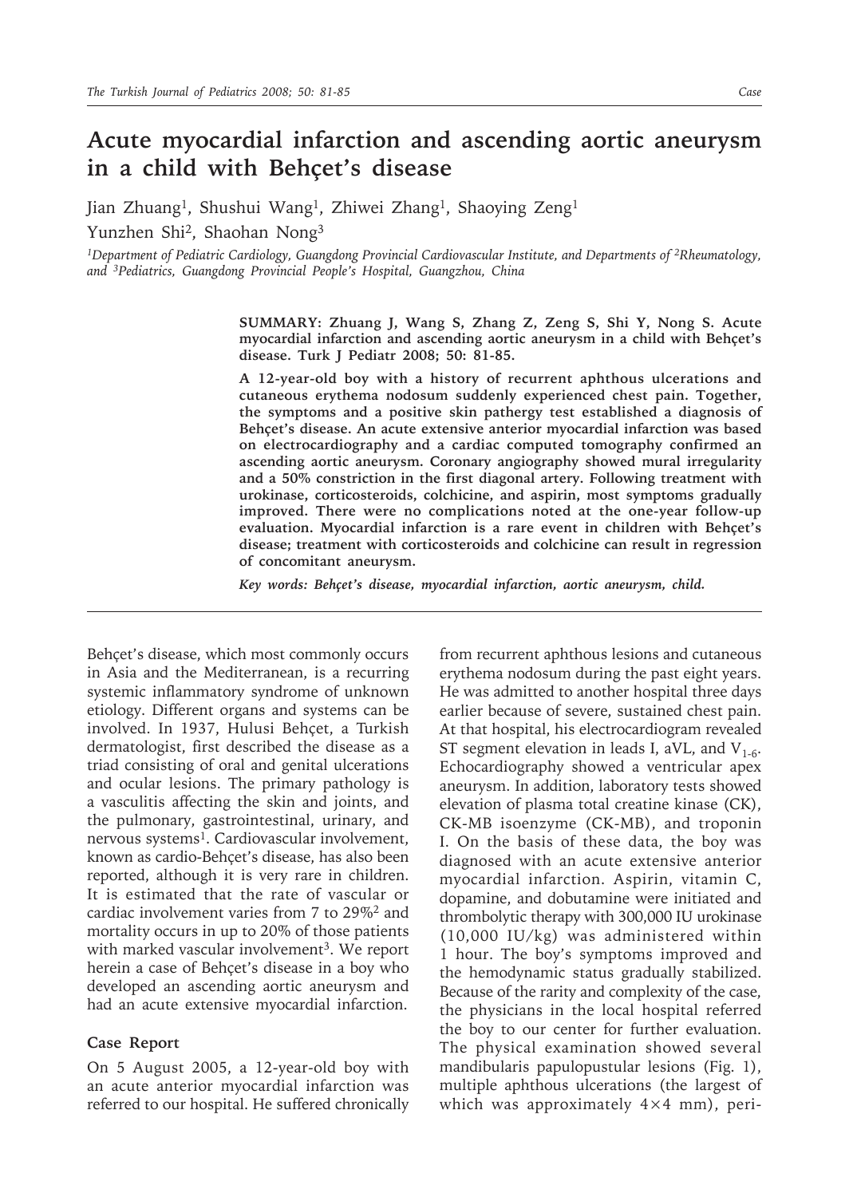# Acute myocardial infarction and ascending aortic aneurysm in a child with Behçet's disease

Jian Zhuang[1], Shushui Wang[1], Zhiwei Zhang[1], Shaoying Zeng[1]
Yunzhen Shi[2], Shaohan Nong[3]

*[1]Department of Pediatric Cardiology, Guangdong Provincial Cardiovascular Institute, and Departments of [2]Rheumatology, and [3]Pediatrics, Guangdong Provincial People's Hospital, Guangzhou, China*

**SUMMARY: Zhuang J, Wang S, Zhang Z, Zeng S, Shi Y, Nong S. Acute myocardial infarction and ascending aortic aneurysm in a child with Behçet's disease. Turk J Pediatr 2008; 50: 81-85.**

**A 12-year-old boy with a history of recurrent aphthous ulcerations and cutaneous erythema nodosum suddenly experienced chest pain. Together, the symptoms and a positive skin pathergy test established a diagnosis of Behçet's disease. An acute extensive anterior myocardial infarction was based on electrocardiography and a cardiac computed tomography confirmed an ascending aortic aneurysm. Coronary angiography showed mural irregularity and a 50% constriction in the first diagonal artery. Following treatment with urokinase, corticosteroids, colchicine, and aspirin, most symptoms gradually improved. There were no complications noted at the one-year follow-up evaluation. Myocardial infarction is a rare event in children with Behçet's disease; treatment with corticosteroids and colchicine can result in regression of concomitant aneurysm.**

***Key words: Behçet's disease, myocardial infarction, aortic aneurysm, child.***

Behçet's disease, which most commonly occurs in Asia and the Mediterranean, is a recurring systemic inflammatory syndrome of unknown etiology. Different organs and systems can be involved. In 1937, Hulusi Behçet, a Turkish dermatologist, first described the disease as a triad consisting of oral and genital ulcerations and ocular lesions. The primary pathology is a vasculitis affecting the skin and joints, and the pulmonary, gastrointestinal, urinary, and nervous systems[1]. Cardiovascular involvement, known as cardio-Behçet's disease, has also been reported, although it is very rare in children. It is estimated that the rate of vascular or cardiac involvement varies from 7 to 29%[2] and mortality occurs in up to 20% of those patients with marked vascular involvement[3]. We report herein a case of Behçet's disease in a boy who developed an ascending aortic aneurysm and had an acute extensive myocardial infarction.

## Case Report

On 5 August 2005, a 12-year-old boy with an acute anterior myocardial infarction was referred to our hospital. He suffered chronically from recurrent aphthous lesions and cutaneous erythema nodosum during the past eight years. He was admitted to another hospital three days earlier because of severe, sustained chest pain. At that hospital, his electrocardiogram revealed ST segment elevation in leads I, aVL, and $V_{1-6}$. Echocardiography showed a ventricular apex aneurysm. In addition, laboratory tests showed elevation of plasma total creatine kinase (CK), CK-MB isoenzyme (CK-MB), and troponin I. On the basis of these data, the boy was diagnosed with an acute extensive anterior myocardial infarction. Aspirin, vitamin C, dopamine, and dobutamine were initiated and thrombolytic therapy with 300,000 IU urokinase (10,000 IU/kg) was administered within 1 hour. The boy's symptoms improved and the hemodynamic status gradually stabilized. Because of the rarity and complexity of the case, the physicians in the local hospital referred the boy to our center for further evaluation. The physical examination showed several mandibularis papulopustular lesions (Fig. 1), multiple aphthous ulcerations (the largest of which was approximately 4×4 mm), peri-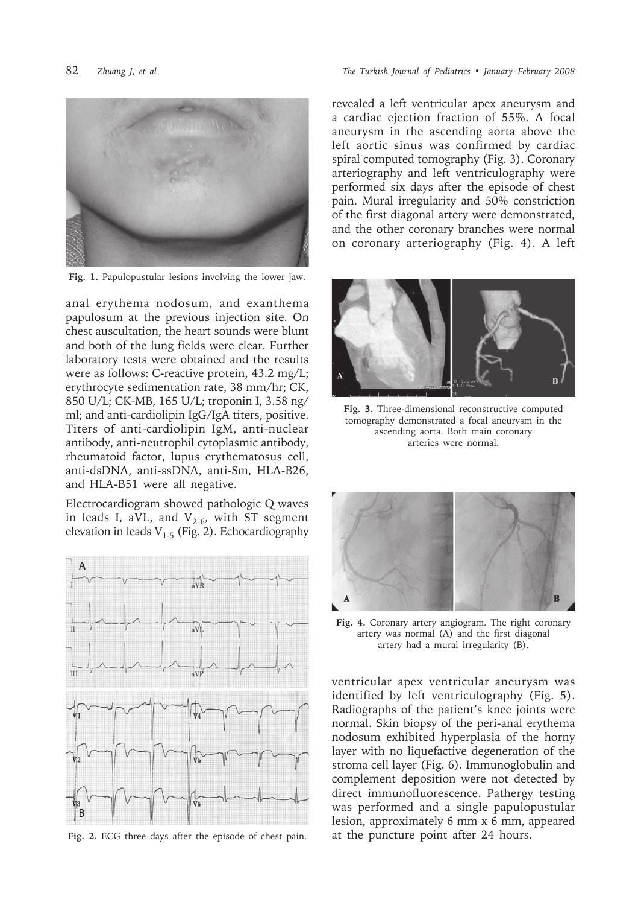Fig. 1. Papulopustular lesions involving the lower jaw.

anal erythema nodosum, and exanthema papulosum at the previous injection site. On chest auscultation, the heart sounds were blunt and both of the lung fields were clear. Further laboratory tests were obtained and the results were as follows: C-reactive protein, 43.2 mg/L; erythrocyte sedimentation rate, 38 mm/hr; CK, 850 U/L; CK-MB, 165 U/L; troponin I, 3.58 ng/ml; and anti-cardiolipin IgG/IgA titers, positive. Titers of anti-cardiolipin IgM, anti-nuclear antibody, anti-neutrophil cytoplasmic antibody, rheumatoid factor, lupus erythematosus cell, anti-dsDNA, anti-ssDNA, anti-Sm, HLA-B26, and HLA-B51 were all negative.

Electrocardiogram showed pathologic Q waves in leads I, aVL, and $V_{2-6}$, with ST segment elevation in leads $V_{1-5}$ (Fig. 2). Echocardiography revealed a left ventricular apex aneurysm and a cardiac ejection fraction of 55%. A focal aneurysm in the ascending aorta above the left aortic sinus was confirmed by cardiac spiral computed tomography (Fig. 3). Coronary arteriography and left ventriculography were performed six days after the episode of chest pain. Mural irregularity and 50% constriction of the first diagonal artery were demonstrated, and the other coronary branches were normal on coronary arteriography (Fig. 4). A left ventricular apex ventricular aneurysm was identified by left ventriculography (Fig. 5). Radiographs of the patient's knee joints were normal. Skin biopsy of the peri-anal erythema nodosum exhibited hyperplasia of the horny layer with no liquefactive degeneration of the stroma cell layer (Fig. 6). Immunoglobulin and complement deposition were not detected by direct immunofluorescence. Pathergy testing was performed and a single papulopustular lesion, approximately 6 mm x 6 mm, appeared at the puncture point after 24 hours.

Fig. 2. ECG three days after the episode of chest pain.

Fig. 3. Three-dimensional reconstructive computed tomography demonstrated a focal aneurysm in the ascending aorta. Both main coronary arteries were normal.

Fig. 4. Coronary artery angiogram. The right coronary artery was normal (A) and the first diagonal artery had a mural irregularity (B).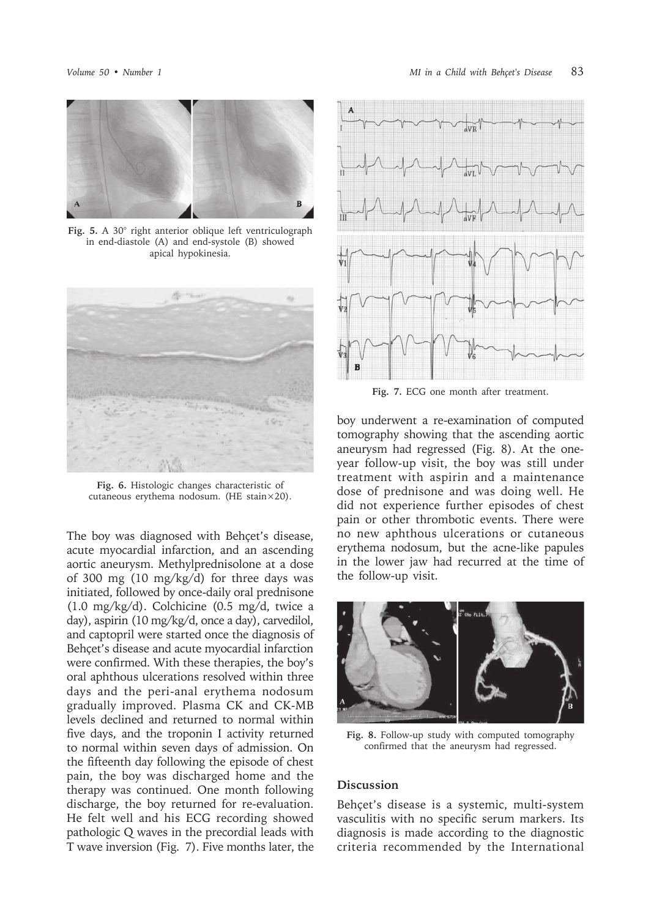Fig. 5. A 30° right anterior oblique left ventriculograph in end-diastole (A) and end-systole (B) showed apical hypokinesia.

Fig. 6. Histologic changes characteristic of cutaneous erythema nodosum. (HE stain×20).

The boy was diagnosed with Behçet's disease, acute myocardial infarction, and an ascending aortic aneurysm. Methylprednisolone at a dose of 300 mg (10 mg/kg/d) for three days was initiated, followed by once-daily oral prednisone (1.0 mg/kg/d). Colchicine (0.5 mg/d, twice a day), aspirin (10 mg/kg/d, once a day), carvedilol, and captopril were started once the diagnosis of Behçet's disease and acute myocardial infarction were confirmed. With these therapies, the boy's oral aphthous ulcerations resolved within three days and the peri-anal erythema nodosum gradually improved. Plasma CK and CK-MB levels declined and returned to normal within five days, and the troponin I activity returned to normal within seven days of admission. On the fifteenth day following the episode of chest pain, the boy was discharged home and the therapy was continued. One month following discharge, the boy returned for re-evaluation. He felt well and his ECG recording showed pathologic Q waves in the precordial leads with T wave inversion (Fig. 7). Five months later, the boy underwent a re-examination of computed tomography showing that the ascending aortic aneurysm had regressed (Fig. 8). At the one-year follow-up visit, the boy was still under treatment with aspirin and a maintenance dose of prednisone and was doing well. He did not experience further episodes of chest pain or other thrombotic events. There were no new aphthous ulcerations or cutaneous erythema nodosum, but the acne-like papules in the lower jaw had recurred at the time of the follow-up visit.

Fig. 7. ECG one month after treatment.

Fig. 8. Follow-up study with computed tomography confirmed that the aneurysm had regressed.

## Discussion

Behçet's disease is a systemic, multi-system vasculitis with no specific serum markers. Its diagnosis is made according to the diagnostic criteria recommended by the International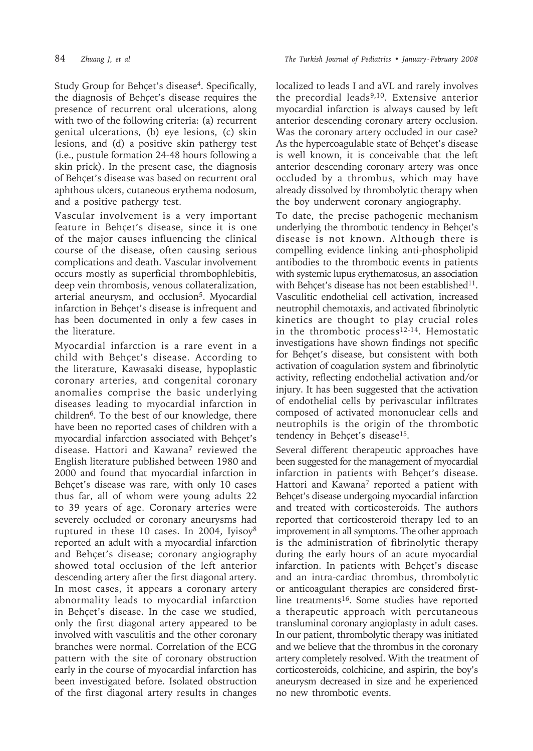Study Group for Behçet's disease[4]. Specifically, the diagnosis of Behçet's disease requires the presence of recurrent oral ulcerations, along with two of the following criteria: (a) recurrent genital ulcerations, (b) eye lesions, (c) skin lesions, and (d) a positive skin pathergy test (i.e., pustule formation 24-48 hours following a skin prick). In the present case, the diagnosis of Behçet's disease was based on recurrent oral aphthous ulcers, cutaneous erythema nodosum, and a positive pathergy test.

Vascular involvement is a very important feature in Behçet's disease, since it is one of the major causes influencing the clinical course of the disease, often causing serious complications and death. Vascular involvement occurs mostly as superficial thrombophlebitis, deep vein thrombosis, venous collateralization, arterial aneurysm, and occlusion[5]. Myocardial infarction in Behçet's disease is infrequent and has been documented in only a few cases in the literature.

Myocardial infarction is a rare event in a child with Behçet's disease. According to the literature, Kawasaki disease, hypoplastic coronary arteries, and congenital coronary anomalies comprise the basic underlying diseases leading to myocardial infarction in children[6]. To the best of our knowledge, there have been no reported cases of children with a myocardial infarction associated with Behçet's disease. Hattori and Kawana[7] reviewed the English literature published between 1980 and 2000 and found that myocardial infarction in Behçet's disease was rare, with only 10 cases thus far, all of whom were young adults 22 to 39 years of age. Coronary arteries were severely occluded or coronary aneurysms had ruptured in these 10 cases. In 2004, Iyisoy[8] reported an adult with a myocardial infarction and Behçet's disease; coronary angiography showed total occlusion of the left anterior descending artery after the first diagonal artery. In most cases, it appears a coronary artery abnormality leads to myocardial infarction in Behçet's disease. In the case we studied, only the first diagonal artery appeared to be involved with vasculitis and the other coronary branches were normal. Correlation of the ECG pattern with the site of coronary obstruction early in the course of myocardial infarction has been investigated before. Isolated obstruction of the first diagonal artery results in changes localized to leads I and aVL and rarely involves the precordial leads[9,10]. Extensive anterior myocardial infarction is always caused by left anterior descending coronary artery occlusion. Was the coronary artery occluded in our case? As the hypercoagulable state of Behçet's disease is well known, it is conceivable that the left anterior descending coronary artery was once occluded by a thrombus, which may have already dissolved by thrombolytic therapy when the boy underwent coronary angiography.

To date, the precise pathogenic mechanism underlying the thrombotic tendency in Behçet's disease is not known. Although there is compelling evidence linking anti-phospholipid antibodies to the thrombotic events in patients with systemic lupus erythematosus, an association with Behçet's disease has not been established[11]. Vasculitic endothelial cell activation, increased neutrophil chemotaxis, and activated fibrinolytic kinetics are thought to play crucial roles in the thrombotic process[12-14]. Hemostatic investigations have shown findings not specific for Behçet's disease, but consistent with both activation of coagulation system and fibrinolytic activity, reflecting endothelial activation and/or injury. It has been suggested that the activation of endothelial cells by perivascular infiltrates composed of activated mononuclear cells and neutrophils is the origin of the thrombotic tendency in Behçet's disease[15].

Several different therapeutic approaches have been suggested for the management of myocardial infarction in patients with Behçet's disease. Hattori and Kawana[7] reported a patient with Behçet's disease undergoing myocardial infarction and treated with corticosteroids. The authors reported that corticosteroid therapy led to an improvement in all symptoms. The other approach is the administration of fibrinolytic therapy during the early hours of an acute myocardial infarction. In patients with Behçet's disease and an intra-cardiac thrombus, thrombolytic or anticoagulant therapies are considered first-line treatments[16]. Some studies have reported a therapeutic approach with percutaneous transluminal coronary angioplasty in adult cases. In our patient, thrombolytic therapy was initiated and we believe that the thrombus in the coronary artery completely resolved. With the treatment of corticosteroids, colchicine, and aspirin, the boy's aneurysm decreased in size and he experienced no new thrombotic events.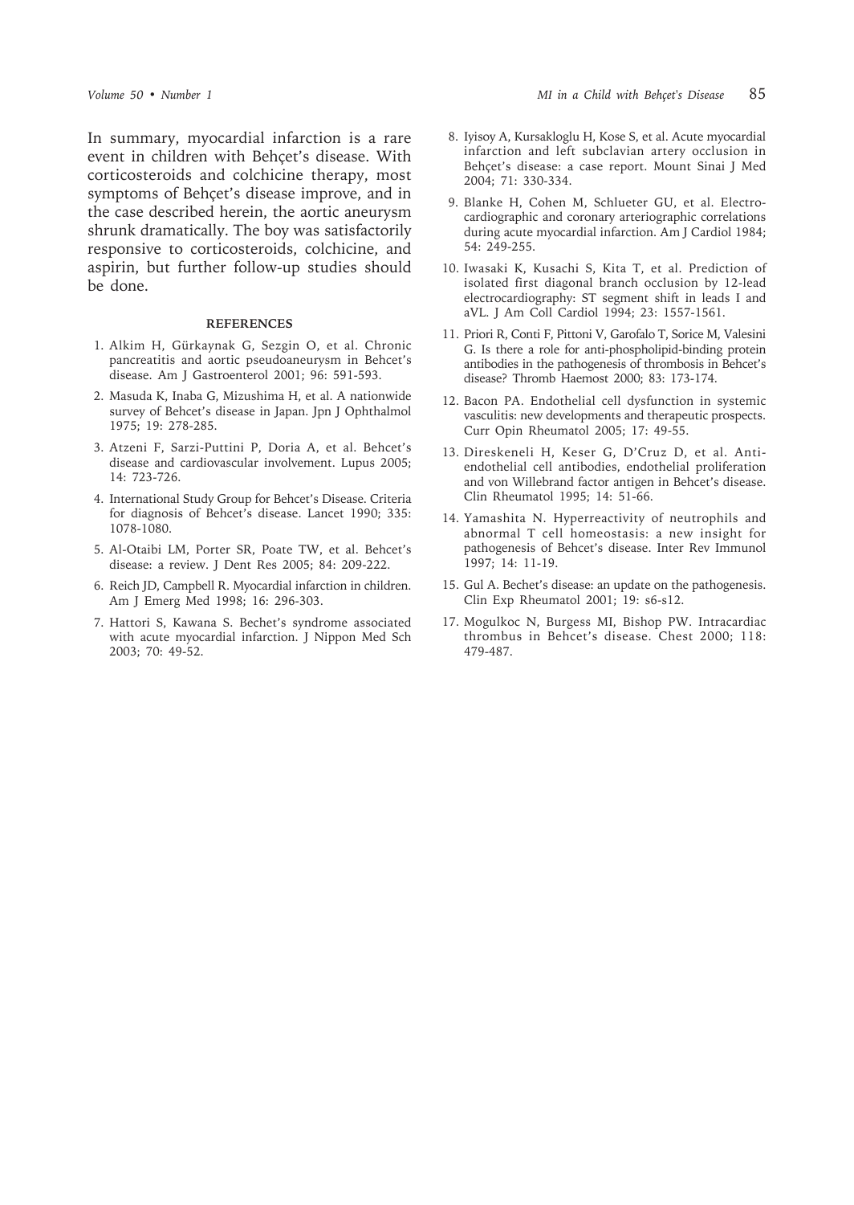In summary, myocardial infarction is a rare event in children with Behçet's disease. With corticosteroids and colchicine therapy, most symptoms of Behçet's disease improve, and in the case described herein, the aortic aneurysm shrunk dramatically. The boy was satisfactorily responsive to corticosteroids, colchicine, and aspirin, but further follow-up studies should be done.

## REFERENCES

1. Alkim H, Gürkaynak G, Sezgin O, et al. Chronic pancreatitis and aortic pseudoaneurysm in Behcet's disease. Am J Gastroenterol 2001; 96: 591-593.
2. Masuda K, Inaba G, Mizushima H, et al. A nationwide survey of Behcet's disease in Japan. Jpn J Ophthalmol 1975; 19: 278-285.
3. Atzeni F, Sarzi-Puttini P, Doria A, et al. Behcet's disease and cardiovascular involvement. Lupus 2005; 14: 723-726.
4. International Study Group for Behcet's Disease. Criteria for diagnosis of Behcet's disease. Lancet 1990; 335: 1078-1080.
5. Al-Otaibi LM, Porter SR, Poate TW, et al. Behcet's disease: a review. J Dent Res 2005; 84: 209-222.
6. Reich JD, Campbell R. Myocardial infarction in children. Am J Emerg Med 1998; 16: 296-303.
7. Hattori S, Kawana S. Bechet's syndrome associated with acute myocardial infarction. J Nippon Med Sch 2003; 70: 49-52.
8. Iyisoy A, Kursakloglu H, Kose S, et al. Acute myocardial infarction and left subclavian artery occlusion in Behçet's disease: a case report. Mount Sinai J Med 2004; 71: 330-334.
9. Blanke H, Cohen M, Schlueter GU, et al. Electrocardiographic and coronary arteriographic correlations during acute myocardial infarction. Am J Cardiol 1984; 54: 249-255.
10. Iwasaki K, Kusachi S, Kita T, et al. Prediction of isolated first diagonal branch occlusion by 12-lead electrocardiography: ST segment shift in leads I and aVL. J Am Coll Cardiol 1994; 23: 1557-1561.
11. Priori R, Conti F, Pittoni V, Garofalo T, Sorice M, Valesini G. Is there a role for anti-phospholipid-binding protein antibodies in the pathogenesis of thrombosis in Behcet's disease? Thromb Haemost 2000; 83: 173-174.
12. Bacon PA. Endothelial cell dysfunction in systemic vasculitis: new developments and therapeutic prospects. Curr Opin Rheumatol 2005; 17: 49-55.
13. Direskeneli H, Keser G, D'Cruz D, et al. Anti-endothelial cell antibodies, endothelial proliferation and von Willebrand factor antigen in Behcet's disease. Clin Rheumatol 1995; 14: 51-66.
14. Yamashita N. Hyperreactivity of neutrophils and abnormal T cell homeostasis: a new insight for pathogenesis of Behcet's disease. Inter Rev Immunol 1997; 14: 11-19.
15. Gul A. Bechet's disease: an update on the pathogenesis. Clin Exp Rheumatol 2001; 19: s6-s12.
17. Mogulkoc N, Burgess MI, Bishop PW. Intracardiac thrombus in Behcet's disease. Chest 2000; 118: 479-487.